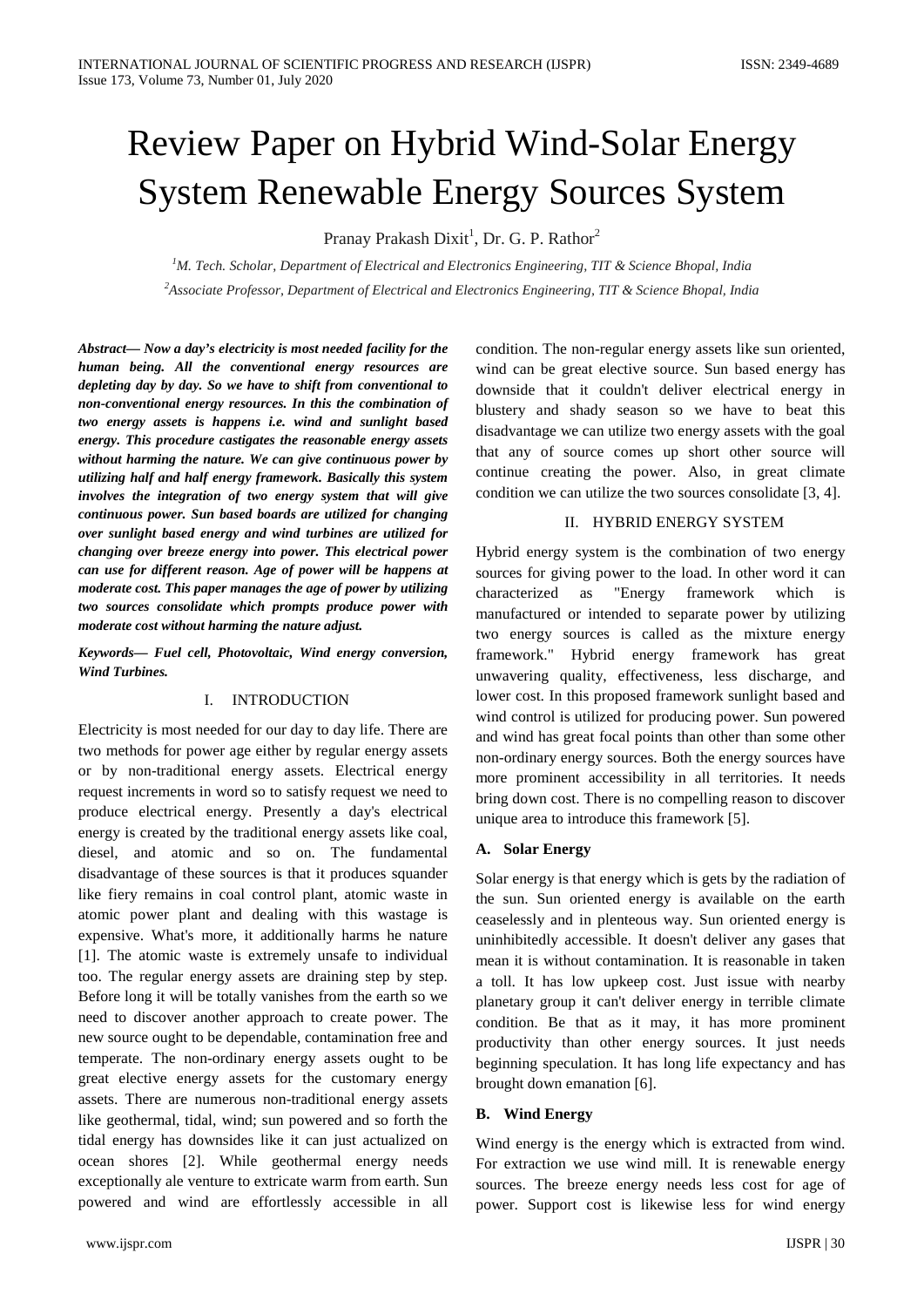# Review Paper on Hybrid Wind-Solar Energy System Renewable Energy Sources System

Pranay Prakash Dixit[1], Dr. G. P. Rathor[2]

[1]*M. Tech. Scholar, Department of Electrical and Electronics Engineering, TIT & Science Bhopal, India*

[2]*Associate Professor, Department of Electrical and Electronics Engineering, TIT & Science Bhopal, India*

***Abstract— Now a day's electricity is most needed facility for the human being. All the conventional energy resources are depleting day by day. So we have to shift from conventional to non-conventional energy resources. In this the combination of two energy assets is happens i.e. wind and sunlight based energy. This procedure castigates the reasonable energy assets without harming the nature. We can give continuous power by utilizing half and half energy framework. Basically this system involves the integration of two energy system that will give continuous power. Sun based boards are utilized for changing over sunlight based energy and wind turbines are utilized for changing over breeze energy into power. This electrical power can use for different reason. Age of power will be happens at moderate cost. This paper manages the age of power by utilizing two sources consolidate which prompts produce power with moderate cost without harming the nature adjust.***

***Keywords— Fuel cell, Photovoltaic, Wind energy conversion, Wind Turbines.***

## I. INTRODUCTION

Electricity is most needed for our day to day life. There are two methods for power age either by regular energy assets or by non-traditional energy assets. Electrical energy request increments in word so to satisfy request we need to produce electrical energy. Presently a day's electrical energy is created by the traditional energy assets like coal, diesel, and atomic and so on. The fundamental disadvantage of these sources is that it produces squander like fiery remains in coal control plant, atomic waste in atomic power plant and dealing with this wastage is expensive. What's more, it additionally harms he nature [1]. The atomic waste is extremely unsafe to individual too. The regular energy assets are draining step by step. Before long it will be totally vanishes from the earth so we need to discover another approach to create power. The new source ought to be dependable, contamination free and temperate. The non-ordinary energy assets ought to be great elective energy assets for the customary energy assets. There are numerous non-traditional energy assets like geothermal, tidal, wind; sun powered and so forth the tidal energy has downsides like it can just actualized on ocean shores [2]. While geothermal energy needs exceptionally ale venture to extricate warm from earth. Sun powered and wind are effortlessly accessible in all condition. The non-regular energy assets like sun oriented, wind can be great elective source. Sun based energy has downside that it couldn't deliver electrical energy in blustery and shady season so we have to beat this disadvantage we can utilize two energy assets with the goal that any of source comes up short other source will continue creating the power. Also, in great climate condition we can utilize the two sources consolidate [3, 4].

## II. HYBRID ENERGY SYSTEM

Hybrid energy system is the combination of two energy sources for giving power to the load. In other word it can characterized as "Energy framework which is manufactured or intended to separate power by utilizing two energy sources is called as the mixture energy framework." Hybrid energy framework has great unwavering quality, effectiveness, less discharge, and lower cost. In this proposed framework sunlight based and wind control is utilized for producing power. Sun powered and wind has great focal points than other than some other non-ordinary energy sources. Both the energy sources have more prominent accessibility in all territories. It needs bring down cost. There is no compelling reason to discover unique area to introduce this framework [5].

### A. Solar Energy

Solar energy is that energy which is gets by the radiation of the sun. Sun oriented energy is available on the earth ceaselessly and in plenteous way. Sun oriented energy is uninhibitedly accessible. It doesn't deliver any gases that mean it is without contamination. It is reasonable in taken a toll. It has low upkeep cost. Just issue with nearby planetary group it can't deliver energy in terrible climate condition. Be that as it may, it has more prominent productivity than other energy sources. It just needs beginning speculation. It has long life expectancy and has brought down emanation [6].

### B. Wind Energy

Wind energy is the energy which is extracted from wind. For extraction we use wind mill. It is renewable energy sources. The breeze energy needs less cost for age of power. Support cost is likewise less for wind energy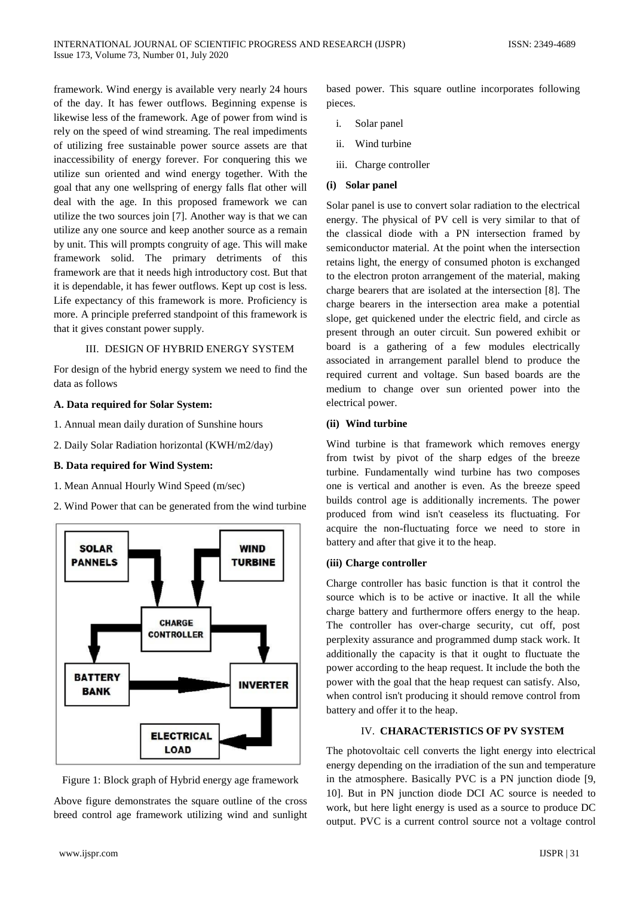framework. Wind energy is available very nearly 24 hours of the day. It has fewer outflows. Beginning expense is likewise less of the framework. Age of power from wind is rely on the speed of wind streaming. The real impediments of utilizing free sustainable power source assets are that inaccessibility of energy forever. For conquering this we utilize sun oriented and wind energy together. With the goal that any one wellspring of energy falls flat other will deal with the age. In this proposed framework we can utilize the two sources join [7]. Another way is that we can utilize any one source and keep another source as a remain by unit. This will prompts congruity of age. This will make framework solid. The primary detriments of this framework are that it needs high introductory cost. But that it is dependable, it has fewer outflows. Kept up cost is less. Life expectancy of this framework is more. Proficiency is more. A principle preferred standpoint of this framework is that it gives constant power supply.

## III. DESIGN OF HYBRID ENERGY SYSTEM

For design of the hybrid energy system we need to find the data as follows

**A. Data required for Solar System:**

1. Annual mean daily duration of Sunshine hours
2. Daily Solar Radiation horizontal (KWH/m2/day)

**B. Data required for Wind System:**

1. Mean Annual Hourly Wind Speed (m/sec)
2. Wind Power that can be generated from the wind turbine

Figure 1: Block graph of Hybrid energy age framework

Above figure demonstrates the square outline of the cross breed control age framework utilizing wind and sunlight based power. This square outline incorporates following pieces.

i. Solar panel
ii. Wind turbine
iii. Charge controller

**(i) Solar panel**

Solar panel is use to convert solar radiation to the electrical energy. The physical of PV cell is very similar to that of the classical diode with a PN intersection framed by semiconductor material. At the point when the intersection retains light, the energy of consumed photon is exchanged to the electron proton arrangement of the material, making charge bearers that are isolated at the intersection [8]. The charge bearers in the intersection area make a potential slope, get quickened under the electric field, and circle as present through an outer circuit. Sun powered exhibit or board is a gathering of a few modules electrically associated in arrangement parallel blend to produce the required current and voltage. Sun based boards are the medium to change over sun oriented power into the electrical power.

**(ii) Wind turbine**

Wind turbine is that framework which removes energy from twist by pivot of the sharp edges of the breeze turbine. Fundamentally wind turbine has two composes one is vertical and another is even. As the breeze speed builds control age is additionally increments. The power produced from wind isn't ceaseless its fluctuating. For acquire the non-fluctuating force we need to store in battery and after that give it to the heap.

**(iii) Charge controller**

Charge controller has basic function is that it control the source which is to be active or inactive. It all the while charge battery and furthermore offers energy to the heap. The controller has over-charge security, cut off, post perplexity assurance and programmed dump stack work. It additionally the capacity is that it ought to fluctuate the power according to the heap request. It include the both the power with the goal that the heap request can satisfy. Also, when control isn't producing it should remove control from battery and offer it to the heap.

## IV. CHARACTERISTICS OF PV SYSTEM

The photovoltaic cell converts the light energy into electrical energy depending on the irradiation of the sun and temperature in the atmosphere. Basically PVC is a PN junction diode [9, 10]. But in PN junction diode DCI AC source is needed to work, but here light energy is used as a source to produce DC output. PVC is a current control source not a voltage control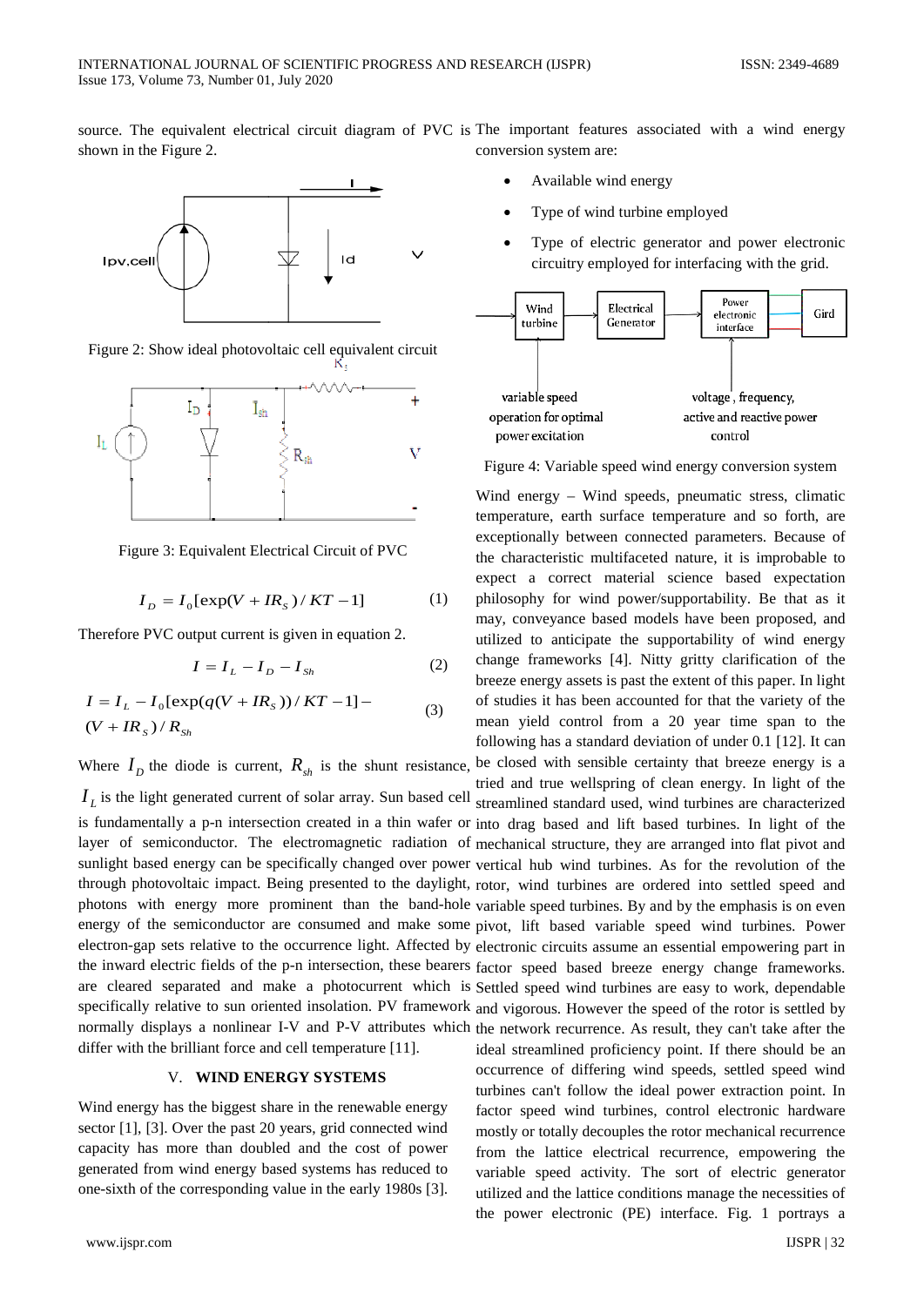source. The equivalent electrical circuit diagram of PVC is shown in the Figure 2.

Figure 2: Show ideal photovoltaic cell equivalent circuit

Figure 3: Equivalent Electrical Circuit of PVC

$$I_D = I_0[\exp(V + IR_S)/KT - 1] \quad (1)$$

Therefore PVC output current is given in equation 2.

$$I = I_L - I_D - I_{Sh} \quad (2)$$

$$I = I_L - I_0[\exp(q(V + IR_S))/KT - 1] - (V + IR_S)/R_{Sh} \quad (3)$$

Where $I_D$ the diode is current, $R_{sh}$ is the shunt resistance, $I_L$ is the light generated current of solar array. Sun based cell is fundamentally a p-n intersection created in a thin wafer or layer of semiconductor. The electromagnetic radiation of sunlight based energy can be specifically changed over power through photovoltaic impact. Being presented to the daylight, photons with energy more prominent than the band-hole energy of the semiconductor are consumed and make some electron-gap sets relative to the occurrence light. Affected by the inward electric fields of the p-n intersection, these bearers are cleared separated and make a photocurrent which is specifically relative to sun oriented insolation. PV framework normally displays a nonlinear I-V and P-V attributes which differ with the brilliant force and cell temperature [11].

## V. WIND ENERGY SYSTEMS

Wind energy has the biggest share in the renewable energy sector [1], [3]. Over the past 20 years, grid connected wind capacity has more than doubled and the cost of power generated from wind energy based systems has reduced to one-sixth of the corresponding value in the early 1980s [3]. The important features associated with a wind energy conversion system are:

- Available wind energy
- Type of wind turbine employed
- Type of electric generator and power electronic circuitry employed for interfacing with the grid.

Figure 4: Variable speed wind energy conversion system

Wind energy – Wind speeds, pneumatic stress, climatic temperature, earth surface temperature and so forth, are exceptionally between connected parameters. Because of the characteristic multifaceted nature, it is improbable to expect a correct material science based expectation philosophy for wind power/supportability. Be that as it may, conveyance based models have been proposed, and utilized to anticipate the supportability of wind energy change frameworks [4]. Nitty gritty clarification of the breeze energy assets is past the extent of this paper. In light of studies it has been accounted for that the variety of the mean yield control from a 20 year time span to the following has a standard deviation of under 0.1 [12]. It can be closed with sensible certainty that breeze energy is a tried and true wellspring of clean energy. In light of the streamlined standard used, wind turbines are characterized into drag based and lift based turbines. In light of the mechanical structure, they are arranged into flat pivot and vertical hub wind turbines. As for the revolution of the rotor, wind turbines are ordered into settled speed and variable speed turbines. By and by the emphasis is on even pivot, lift based variable speed wind turbines. Power electronic circuits assume an essential empowering part in factor speed based breeze energy change frameworks. Settled speed wind turbines are easy to work, dependable and vigorous. However the speed of the rotor is settled by the network recurrence. As result, they can't take after the ideal streamlined proficiency point. If there should be an occurrence of differing wind speeds, settled speed wind turbines can't follow the ideal power extraction point. In factor speed wind turbines, control electronic hardware mostly or totally decouples the rotor mechanical recurrence from the lattice electrical recurrence, empowering the variable speed activity. The sort of electric generator utilized and the lattice conditions manage the necessities of the power electronic (PE) interface. Fig. 1 portrays a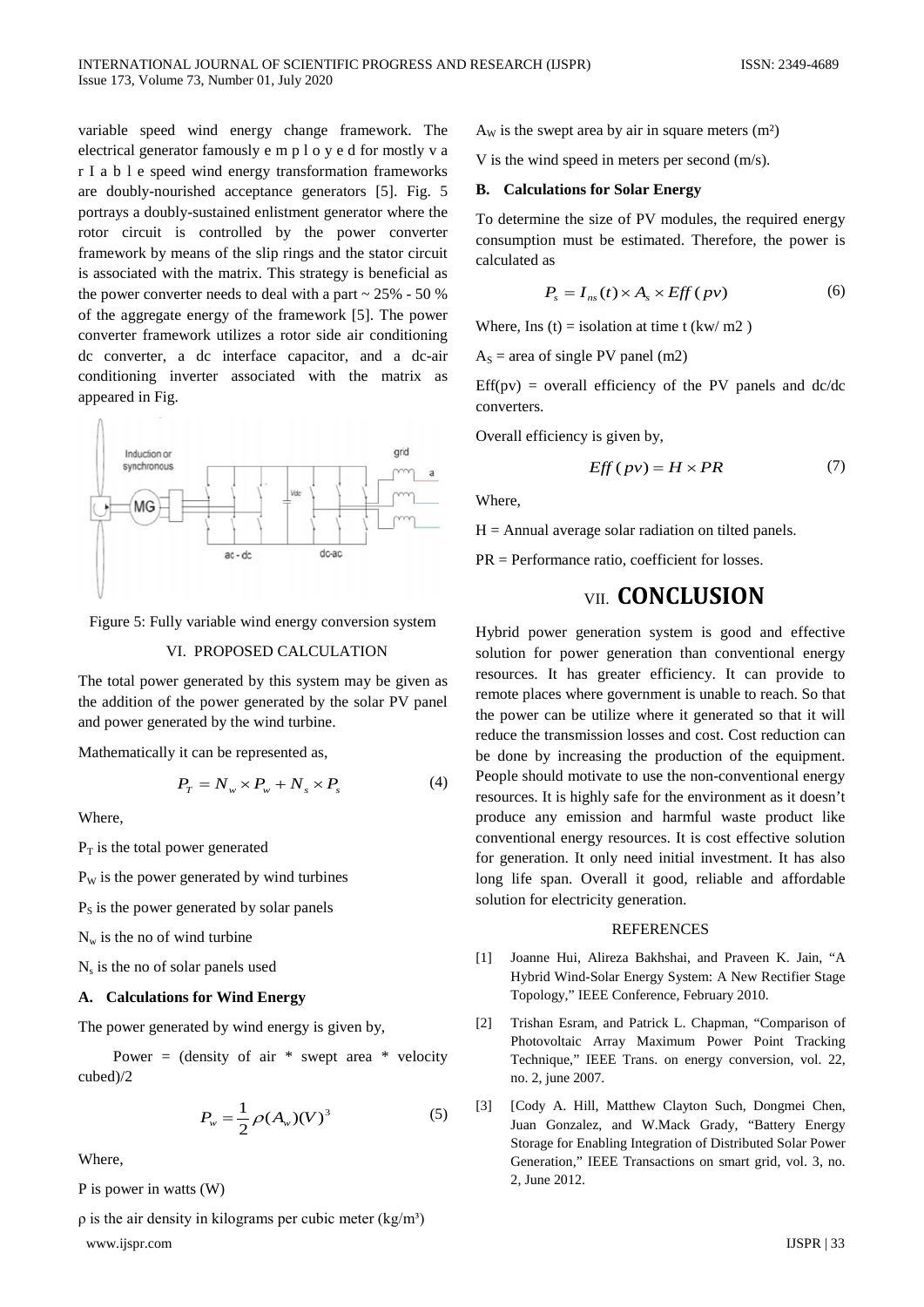variable speed wind energy change framework. The electrical generator famously e m p l o y e d for mostly v a r I a b l e speed wind energy transformation frameworks are doubly-nourished acceptance generators [5]. Fig. 5 portrays a doubly-sustained enlistment generator where the rotor circuit is controlled by the power converter framework by means of the slip rings and the stator circuit is associated with the matrix. This strategy is beneficial as the power converter needs to deal with a part ~ 25% - 50 % of the aggregate energy of the framework [5]. The power converter framework utilizes a rotor side air conditioning dc converter, a dc interface capacitor, and a dc-air conditioning inverter associated with the matrix as appeared in Fig.

Figure 5: Fully variable wind energy conversion system

## VI. PROPOSED CALCULATION

The total power generated by this system may be given as the addition of the power generated by the solar PV panel and power generated by the wind turbine.

Mathematically it can be represented as,

$$P_T = N_w \times P_w + N_s \times P_s \tag{4}$$

Where,

$P_T$ is the total power generated

$P_W$ is the power generated by wind turbines

$P_S$ is the power generated by solar panels

$N_w$ is the no of wind turbine

$N_s$ is the no of solar panels used

### A. Calculations for Wind Energy

The power generated by wind energy is given by,

Power = (density of air * swept area * velocity cubed)/2

$$P_w = \frac{1}{2}\rho(A_w)(V)^3 \tag{5}$$

Where,

P is power in watts (W)

ρ is the air density in kilograms per cubic meter (kg/m³)

$A_W$ is the swept area by air in square meters (m²)

V is the wind speed in meters per second (m/s).

### B. Calculations for Solar Energy

To determine the size of PV modules, the required energy consumption must be estimated. Therefore, the power is calculated as

$$P_s = I_{ns}(t) \times A_s \times Eff\,(pv) \tag{6}$$

Where, Ins (t) = isolation at time t (kw/ m2 )

$A_S$ = area of single PV panel (m2)

Eff(pv) = overall efficiency of the PV panels and dc/dc converters.

Overall efficiency is given by,

$$Eff\,(pv) = H \times PR \tag{7}$$

Where,

H = Annual average solar radiation on tilted panels.

PR = Performance ratio, coefficient for losses.

## VII. CONCLUSION

Hybrid power generation system is good and effective solution for power generation than conventional energy resources. It has greater efficiency. It can provide to remote places where government is unable to reach. So that the power can be utilize where it generated so that it will reduce the transmission losses and cost. Cost reduction can be done by increasing the production of the equipment. People should motivate to use the non-conventional energy resources. It is highly safe for the environment as it doesn't produce any emission and harmful waste product like conventional energy resources. It is cost effective solution for generation. It only need initial investment. It has also long life span. Overall it good, reliable and affordable solution for electricity generation.

## REFERENCES

[1] Joanne Hui, Alireza Bakhshai, and Praveen K. Jain, "A Hybrid Wind-Solar Energy System: A New Rectifier Stage Topology," IEEE Conference, February 2010.

[2] Trishan Esram, and Patrick L. Chapman, "Comparison of Photovoltaic Array Maximum Power Point Tracking Technique," IEEE Trans. on energy conversion, vol. 22, no. 2, june 2007.

[3] [Cody A. Hill, Matthew Clayton Such, Dongmei Chen, Juan Gonzalez, and W.Mack Grady, "Battery Energy Storage for Enabling Integration of Distributed Solar Power Generation," IEEE Transactions on smart grid, vol. 3, no. 2, June 2012.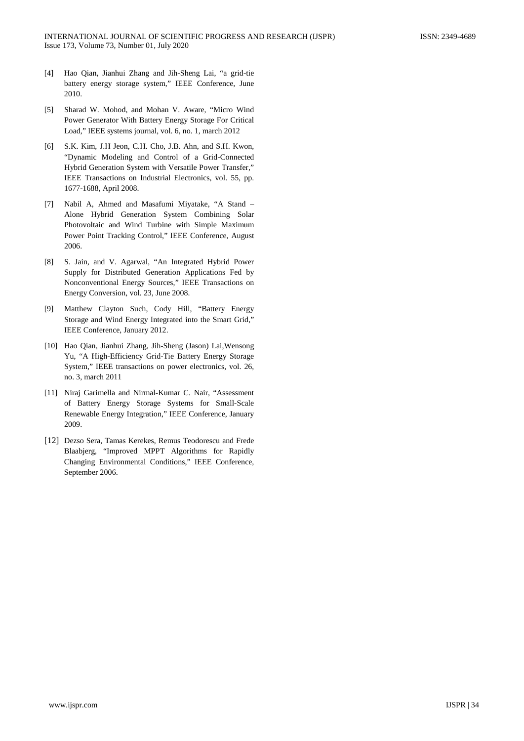[4] Hao Qian, Jianhui Zhang and Jih-Sheng Lai, “a grid-tie battery energy storage system,” IEEE Conference, June 2010.

[5] Sharad W. Mohod, and Mohan V. Aware, “Micro Wind Power Generator With Battery Energy Storage For Critical Load,” IEEE systems journal, vol. 6, no. 1, march 2012

[6] S.K. Kim, J.H Jeon, C.H. Cho, J.B. Ahn, and S.H. Kwon, “Dynamic Modeling and Control of a Grid-Connected Hybrid Generation System with Versatile Power Transfer,” IEEE Transactions on Industrial Electronics, vol. 55, pp. 1677-1688, April 2008.

[7] Nabil A, Ahmed and Masafumi Miyatake, “A Stand – Alone Hybrid Generation System Combining Solar Photovoltaic and Wind Turbine with Simple Maximum Power Point Tracking Control,” IEEE Conference, August 2006.

[8] S. Jain, and V. Agarwal, “An Integrated Hybrid Power Supply for Distributed Generation Applications Fed by Nonconventional Energy Sources,” IEEE Transactions on Energy Conversion, vol. 23, June 2008.

[9] Matthew Clayton Such, Cody Hill, “Battery Energy Storage and Wind Energy Integrated into the Smart Grid,” IEEE Conference, January 2012.

[10] Hao Qian, Jianhui Zhang, Jih-Sheng (Jason) Lai,Wensong Yu, “A High-Efficiency Grid-Tie Battery Energy Storage System,” IEEE transactions on power electronics, vol. 26, no. 3, march 2011

[11] Niraj Garimella and Nirmal-Kumar C. Nair, “Assessment of Battery Energy Storage Systems for Small-Scale Renewable Energy Integration,” IEEE Conference, January 2009.

[12] Dezso Sera, Tamas Kerekes, Remus Teodorescu and Frede Blaabjerg, “Improved MPPT Algorithms for Rapidly Changing Environmental Conditions,” IEEE Conference, September 2006.